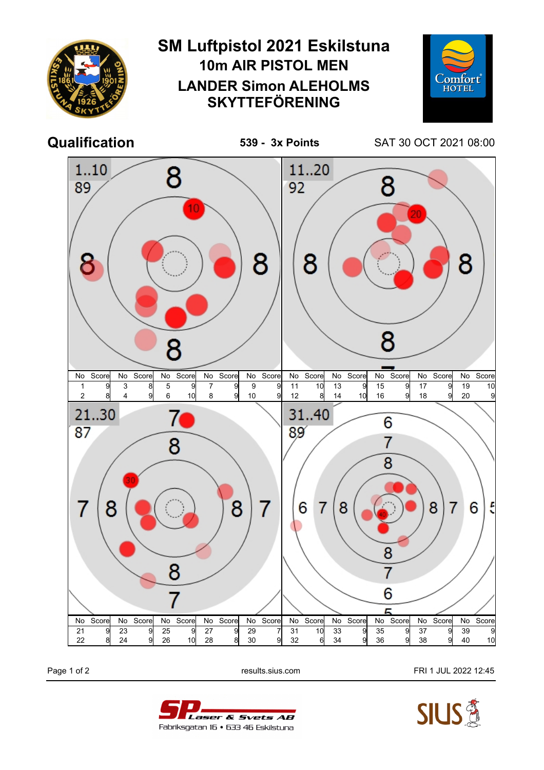# SM Luftpistol 2021 Eskilstuna

## 10m AIR PISTOL MEN

## LANDER Simon ALEHOLMS SKYTTEFÖRENING

**Qualification** — **539 - 3x Points** — SAT 30 OCT 2021 08:00

### 1..10 — 89

| No | Score | No | Score | No | Score | No | Score | No | Score |
|---|---|---|---|---|---|---|---|---|---|
| 1 | 9 | 3 | 8 | 5 | 9 | 7 | 9 | 9 | 9 |
| 2 | 8 | 4 | 9 | 6 | 10 | 8 | 9 | 10 | 9 |

### 11..20 — 92

| No | Score | No | Score | No | Score | No | Score | No | Score |
|---|---|---|---|---|---|---|---|---|---|
| 11 | 10 | 13 | 9 | 15 | 9 | 17 | 9 | 19 | 10 |
| 12 | 8 | 14 | 10 | 16 | 9 | 18 | 9 | 20 | 9 |

### 21..30 — 87

| No | Score | No | Score | No | Score | No | Score | No | Score |
|---|---|---|---|---|---|---|---|---|---|
| 21 | 9 | 23 | 9 | 25 | 9 | 27 | 9 | 29 | 7 |
| 22 | 8 | 24 | 9 | 26 | 10 | 28 | 8 | 30 | 9 |

### 31..40 — 89

| No | Score | No | Score | No | Score | No | Score | No | Score |
|---|---|---|---|---|---|---|---|---|---|
| 31 | 10 | 33 | 9 | 35 | 9 | 37 | 9 | 39 | 9 |
| 32 | 6 | 34 | 9 | 36 | 9 | 38 | 9 | 40 | 10 |

results.sius.com — FRI 1 JUL 2022 12:45

SP Laser & Svets AB
Fabriksgatan 16 • 633 46 Eskilstuna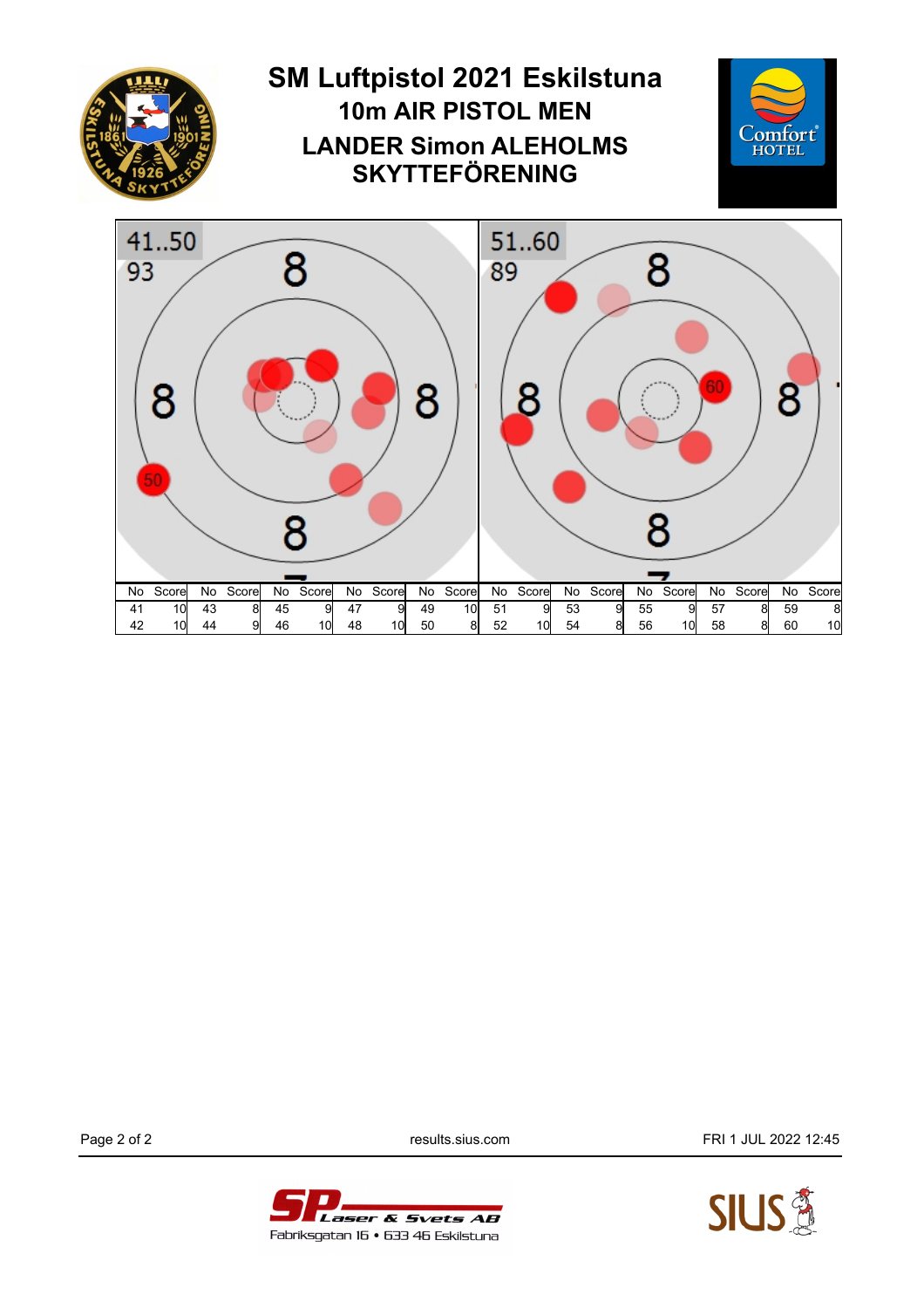# SM Luftpistol 2021 Eskilstuna

## 10m AIR PISTOL MEN

## LANDER Simon ALEHOLMS SKYTTEFÖRENING

41..50
93

51..60
89

| No | Score | No | Score | No | Score | No | Score | No | Score | No | Score | No | Score | No | Score | No | Score | No | Score |
|---|---|---|---|---|---|---|---|---|---|---|---|---|---|---|---|---|---|---|---|
| 41 | 10 | 43 | 8 | 45 | 9 | 47 | 9 | 49 | 10 | 51 | 9 | 53 | 9 | 55 | 9 | 57 | 8 | 59 | 8 |
| 42 | 10 | 44 | 9 | 46 | 10 | 48 | 10 | 50 | 8 | 52 | 10 | 54 | 8 | 56 | 10 | 58 | 8 | 60 | 10 |

results.sius.com

FRI 1 JUL 2022 12:45

SP Laser & Svets AB
Fabriksgatan 16 • 633 46 Eskilstuna

SIUS